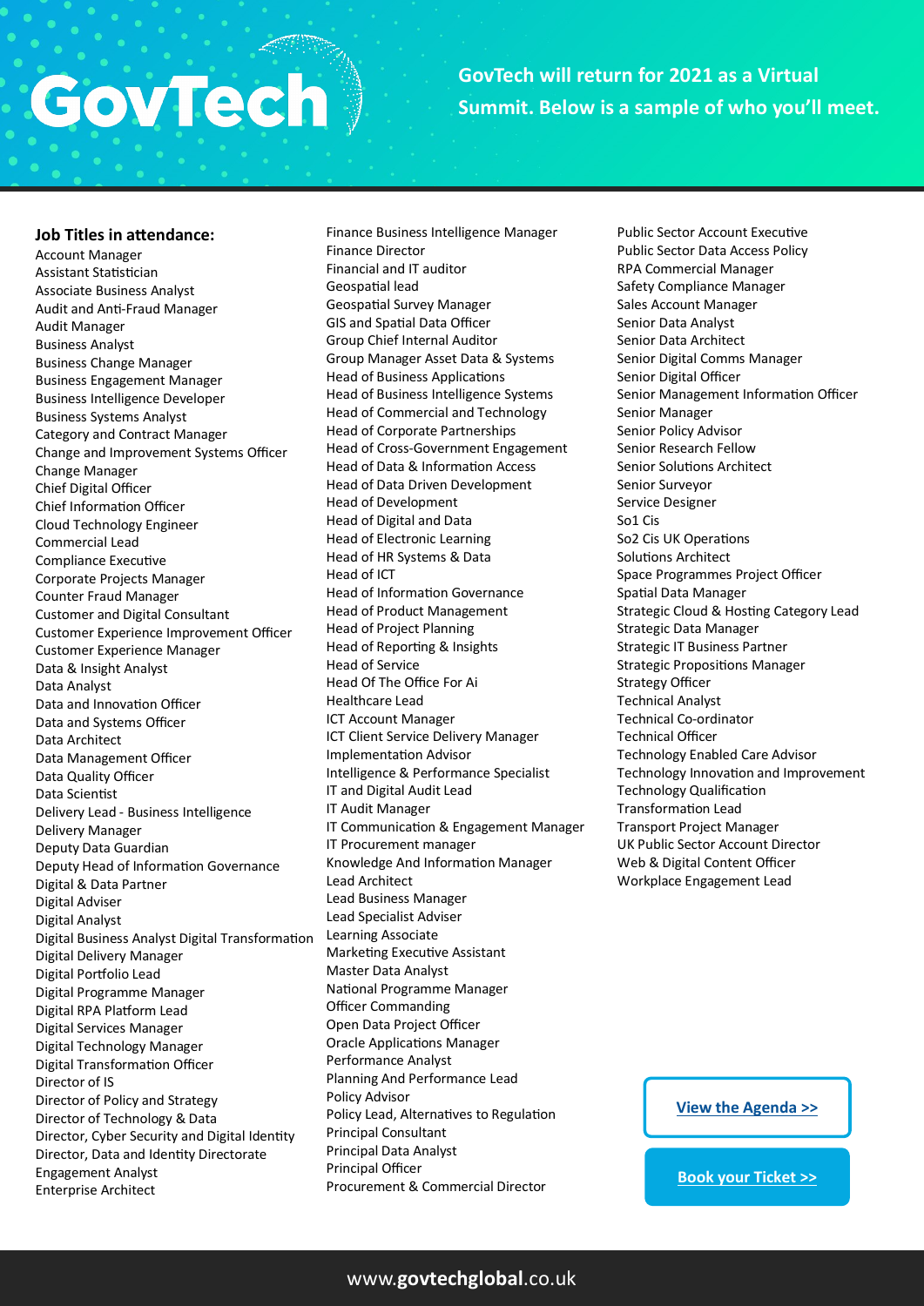# GovTech

**GovTech will return for 2021 as a Virtual Summit. Below is a sample of who you'll meet.**

## Job Titles in attendance:

Account Manager
Assistant Statistician
Associate Business Analyst
Audit and Anti-Fraud Manager
Audit Manager
Business Analyst
Business Change Manager
Business Engagement Manager
Business Intelligence Developer
Business Systems Analyst
Category and Contract Manager
Change and Improvement Systems Officer
Change Manager
Chief Digital Officer
Chief Information Officer
Cloud Technology Engineer
Commercial Lead
Compliance Executive
Corporate Projects Manager
Counter Fraud Manager
Customer and Digital Consultant
Customer Experience Improvement Officer
Customer Experience Manager
Data & Insight Analyst
Data Analyst
Data and Innovation Officer
Data and Systems Officer
Data Architect
Data Management Officer
Data Quality Officer
Data Scientist
Delivery Lead - Business Intelligence
Delivery Manager
Deputy Data Guardian
Deputy Head of Information Governance
Digital & Data Partner
Digital Adviser
Digital Analyst
Digital Business Analyst Digital Transformation
Digital Delivery Manager
Digital Portfolio Lead
Digital Programme Manager
Digital RPA Platform Lead
Digital Services Manager
Digital Technology Manager
Digital Transformation Officer
Director of IS
Director of Policy and Strategy
Director of Technology & Data
Director, Cyber Security and Digital Identity
Director, Data and Identity Directorate
Engagement Analyst
Enterprise Architect
Finance Business Intelligence Manager
Finance Director
Financial and IT auditor
Geospatial lead
Geospatial Survey Manager
GIS and Spatial Data Officer
Group Chief Internal Auditor
Group Manager Asset Data & Systems
Head of Business Applications
Head of Business Intelligence Systems
Head of Commercial and Technology
Head of Corporate Partnerships
Head of Cross-Government Engagement
Head of Data & Information Access
Head of Data Driven Development
Head of Development
Head of Digital and Data
Head of Electronic Learning
Head of HR Systems & Data
Head of ICT
Head of Information Governance
Head of Product Management
Head of Project Planning
Head of Reporting & Insights
Head of Service
Head Of The Office For Ai
Healthcare Lead
ICT Account Manager
ICT Client Service Delivery Manager
Implementation Advisor
Intelligence & Performance Specialist
IT and Digital Audit Lead
IT Audit Manager
IT Communication & Engagement Manager
IT Procurement manager
Knowledge And Information Manager
Lead Architect
Lead Business Manager
Lead Specialist Adviser
Learning Associate
Marketing Executive Assistant
Master Data Analyst
National Programme Manager
Officer Commanding
Open Data Project Officer
Oracle Applications Manager
Performance Analyst
Planning And Performance Lead
Policy Advisor
Policy Lead, Alternatives to Regulation
Principal Consultant
Principal Data Analyst
Principal Officer
Procurement & Commercial Director
Public Sector Account Executive
Public Sector Data Access Policy
RPA Commercial Manager
Safety Compliance Manager
Sales Account Manager
Senior Data Analyst
Senior Data Architect
Senior Digital Comms Manager
Senior Digital Officer
Senior Management Information Officer
Senior Manager
Senior Policy Advisor
Senior Research Fellow
Senior Solutions Architect
Senior Surveyor
Service Designer
So1 Cis
So2 Cis UK Operations
Solutions Architect
Space Programmes Project Officer
Spatial Data Manager
Strategic Cloud & Hosting Category Lead
Strategic Data Manager
Strategic IT Business Partner
Strategic Propositions Manager
Strategy Officer
Technical Analyst
Technical Co-ordinator
Technical Officer
Technology Enabled Care Advisor
Technology Innovation and Improvement
Technology Qualification
Transformation Lead
Transport Project Manager
UK Public Sector Account Director
Web & Digital Content Officer
Workplace Engagement Lead

**View the Agenda >>**

**Book your Ticket >>**

www.**govtechglobal**.co.uk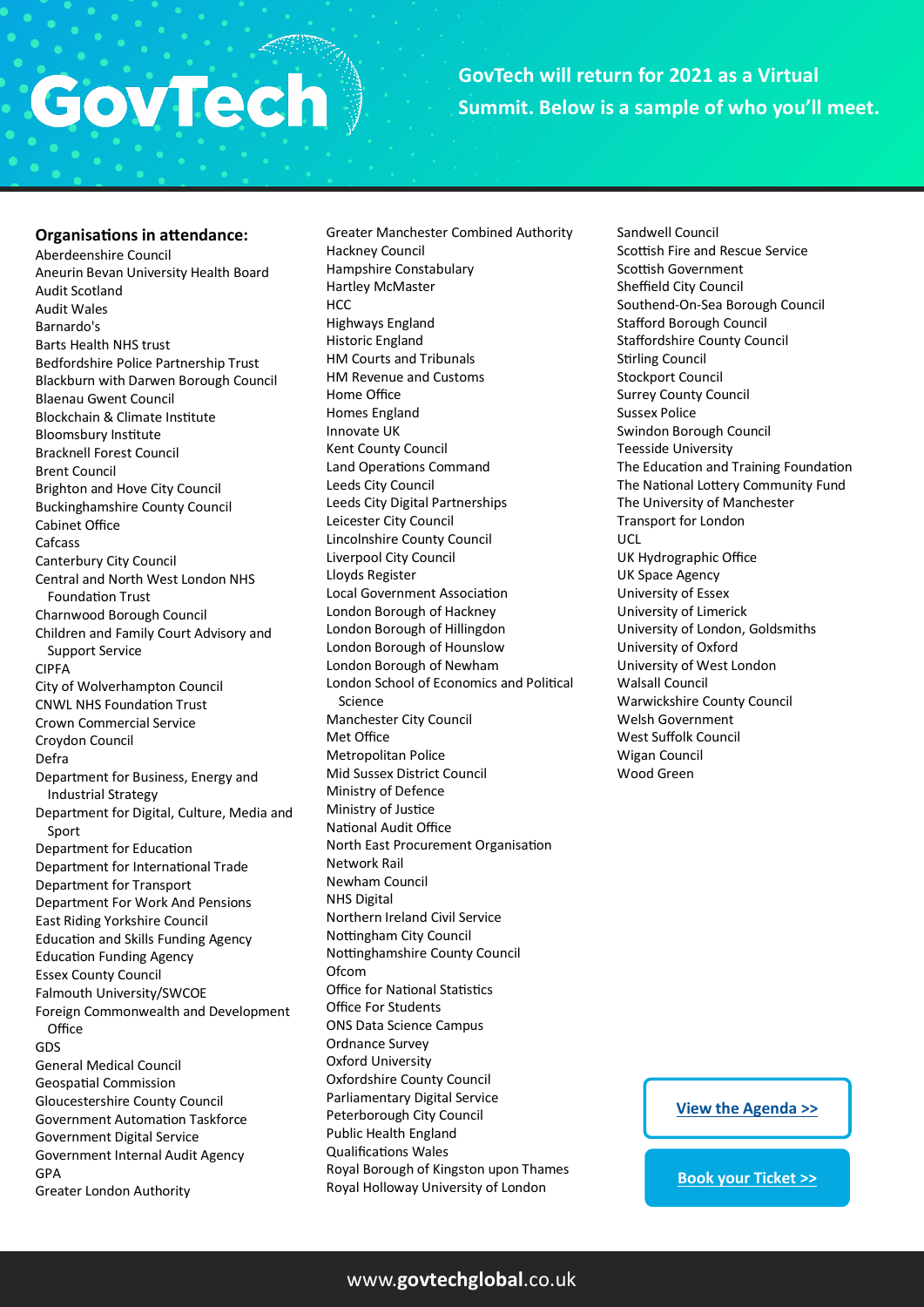# GovTech

**GovTech will return for 2021 as a Virtual Summit. Below is a sample of who you'll meet.**

**Organisations in attendance:**

Aberdeenshire Council
Aneurin Bevan University Health Board
Audit Scotland
Audit Wales
Barnardo's
Barts Health NHS trust
Bedfordshire Police Partnership Trust
Blackburn with Darwen Borough Council
Blaenau Gwent Council
Blockchain & Climate Institute
Bloomsbury Institute
Bracknell Forest Council
Brent Council
Brighton and Hove City Council
Buckinghamshire County Council
Cabinet Office
Cafcass
Canterbury City Council
Central and North West London NHS Foundation Trust
Charnwood Borough Council
Children and Family Court Advisory and Support Service
CIPFA
City of Wolverhampton Council
CNWL NHS Foundation Trust
Crown Commercial Service
Croydon Council
Defra
Department for Business, Energy and Industrial Strategy
Department for Digital, Culture, Media and Sport
Department for Education
Department for International Trade
Department for Transport
Department For Work And Pensions
East Riding Yorkshire Council
Education and Skills Funding Agency
Education Funding Agency
Essex County Council
Falmouth University/SWCOE
Foreign Commonwealth and Development Office
GDS
General Medical Council
Geospatial Commission
Gloucestershire County Council
Government Automation Taskforce
Government Digital Service
Government Internal Audit Agency
GPA
Greater London Authority
Greater Manchester Combined Authority
Hackney Council
Hampshire Constabulary
Hartley McMaster
HCC
Highways England
Historic England
HM Courts and Tribunals
HM Revenue and Customs
Home Office
Homes England
Innovate UK
Kent County Council
Land Operations Command
Leeds City Council
Leeds City Digital Partnerships
Leicester City Council
Lincolnshire County Council
Liverpool City Council
Lloyds Register
Local Government Association
London Borough of Hackney
London Borough of Hillingdon
London Borough of Hounslow
London Borough of Newham
London School of Economics and Political Science
Manchester City Council
Met Office
Metropolitan Police
Mid Sussex District Council
Ministry of Defence
Ministry of Justice
National Audit Office
North East Procurement Organisation
Network Rail
Newham Council
NHS Digital
Northern Ireland Civil Service
Nottingham City Council
Nottinghamshire County Council
Ofcom
Office for National Statistics
Office For Students
ONS Data Science Campus
Ordnance Survey
Oxford University
Oxfordshire County Council
Parliamentary Digital Service
Peterborough City Council
Public Health England
Qualifications Wales
Royal Borough of Kingston upon Thames
Royal Holloway University of London
Sandwell Council
Scottish Fire and Rescue Service
Scottish Government
Sheffield City Council
Southend-On-Sea Borough Council
Stafford Borough Council
Staffordshire County Council
Stirling Council
Stockport Council
Surrey County Council
Sussex Police
Swindon Borough Council
Teesside University
The Education and Training Foundation
The National Lottery Community Fund
The University of Manchester
Transport for London
UCL
UK Hydrographic Office
UK Space Agency
University of Essex
University of Limerick
University of London, Goldsmiths
University of Oxford
University of West London
Walsall Council
Warwickshire County Council
Welsh Government
West Suffolk Council
Wigan Council
Wood Green

**View the Agenda >>**

**Book your Ticket >>**

www.**govtechglobal**.co.uk